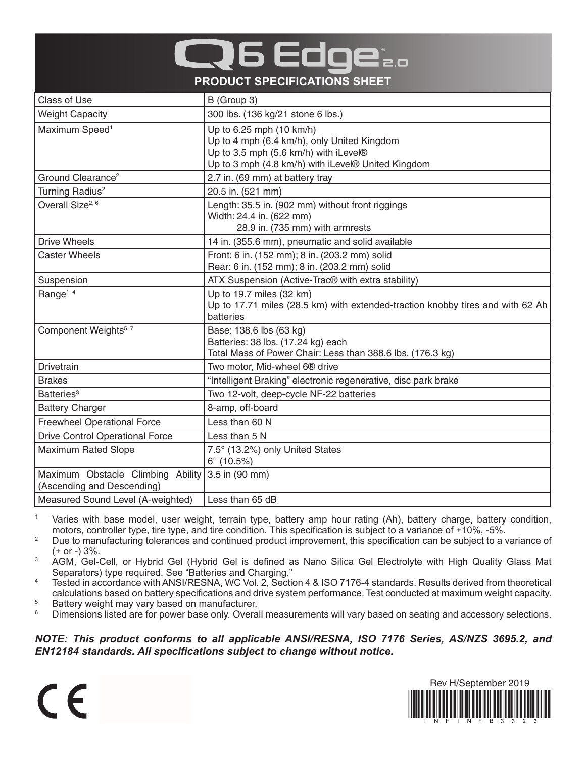# Q6 Edge® 2.0

## PRODUCT SPECIFICATIONS SHEET

| | |
|---|---|
| Class of Use | B (Group 3) |
| Weight Capacity | 300 lbs. (136 kg/21 stone 6 lbs.) |
| Maximum Speed[1] | Up to 6.25 mph (10 km/h)<br>Up to 4 mph (6.4 km/h), only United Kingdom<br>Up to 3.5 mph (5.6 km/h) with iLevel®<br>Up to 3 mph (4.8 km/h) with iLevel® United Kingdom |
| Ground Clearance[2] | 2.7 in. (69 mm) at battery tray |
| Turning Radius[2] | 20.5 in. (521 mm) |
| Overall Size[2, 6] | Length: 35.5 in. (902 mm) without front riggings<br>Width: 24.4 in. (622 mm)<br>28.9 in. (735 mm) with armrests |
| Drive Wheels | 14 in. (355.6 mm), pneumatic and solid available |
| Caster Wheels | Front: 6 in. (152 mm); 8 in. (203.2 mm) solid<br>Rear: 6 in. (152 mm); 8 in. (203.2 mm) solid |
| Suspension | ATX Suspension (Active-Trac® with extra stability) |
| Range[1, 4] | Up to 19.7 miles (32 km)<br>Up to 17.71 miles (28.5 km) with extended-traction knobby tires and with 62 Ah batteries |
| Component Weights[5, 7] | Base: 138.6 lbs (63 kg)<br>Batteries: 38 lbs. (17.24 kg) each<br>Total Mass of Power Chair: Less than 388.6 lbs. (176.3 kg) |
| Drivetrain | Two motor, Mid-wheel 6® drive |
| Brakes | "Intelligent Braking" electronic regenerative, disc park brake |
| Batteries[3] | Two 12-volt, deep-cycle NF-22 batteries |
| Battery Charger | 8-amp, off-board |
| Freewheel Operational Force | Less than 60 N |
| Drive Control Operational Force | Less than 5 N |
| Maximum Rated Slope | 7.5° (13.2%) only United States<br>6° (10.5%) |
| Maximum Obstacle Climbing Ability (Ascending and Descending) | 3.5 in (90 mm) |
| Measured Sound Level (A-weighted) | Less than 65 dB |

[1] Varies with base model, user weight, terrain type, battery amp hour rating (Ah), battery charge, battery condition, motors, controller type, tire type, and tire condition. This specification is subject to a variance of +10%, -5%.
[2] Due to manufacturing tolerances and continued product improvement, this specification can be subject to a variance of (+ or -) 3%.
[3] AGM, Gel-Cell, or Hybrid Gel (Hybrid Gel is defined as Nano Silica Gel Electrolyte with High Quality Glass Mat Separators) type required. See "Batteries and Charging."
[4] Tested in accordance with ANSI/RESNA, WC Vol. 2, Section 4 & ISO 7176-4 standards. Results derived from theoretical calculations based on battery specifications and drive system performance. Test conducted at maximum weight capacity.
[5] Battery weight may vary based on manufacturer.
[6] Dimensions listed are for power base only. Overall measurements will vary based on seating and accessory selections.

***NOTE: This product conforms to all applicable ANSI/RESNA, ISO 7176 Series, AS/NZS 3695.2, and EN12184 standards. All specifications subject to change without notice.***

CE

Rev H/September 2019

INFINFB3323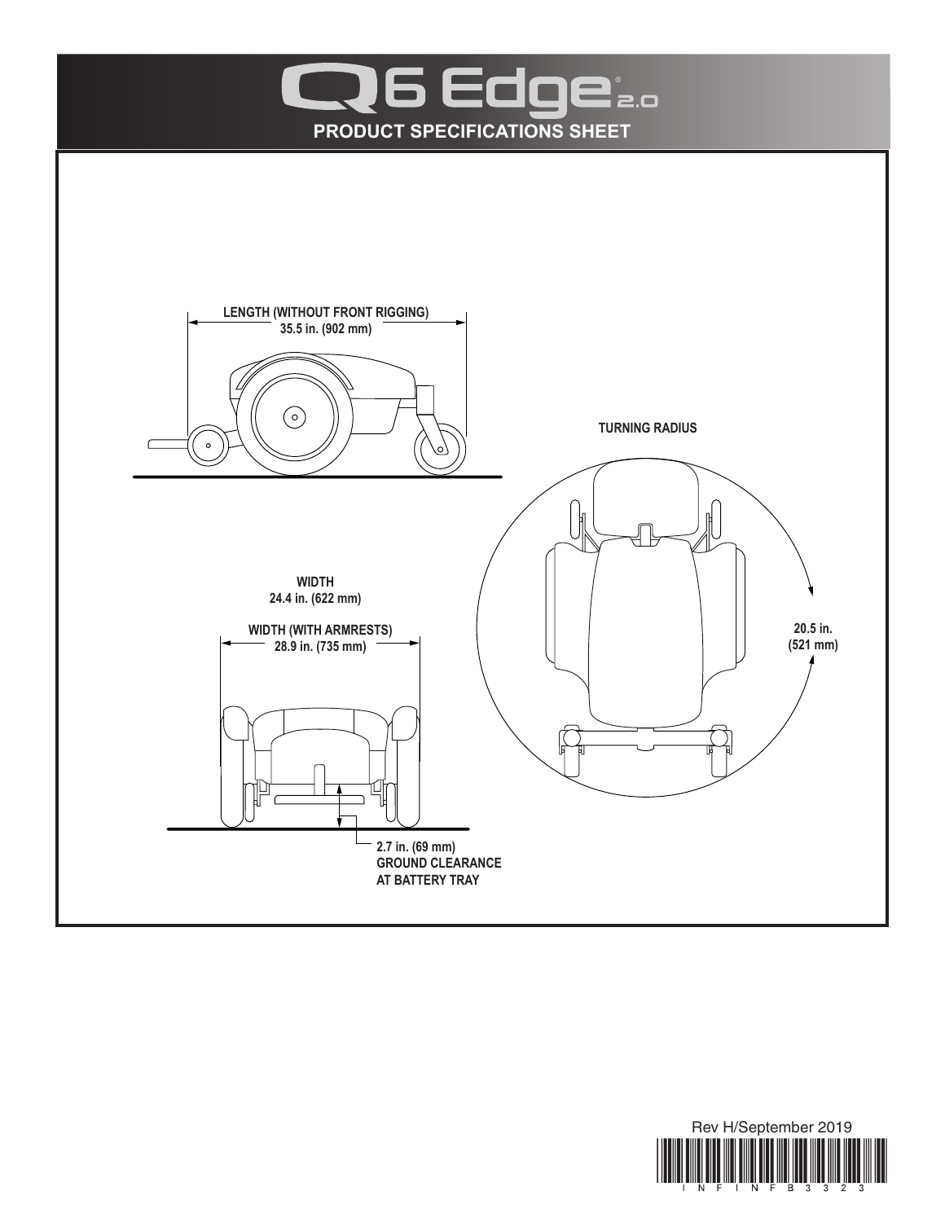# Q6 Edge® 2.0

## PRODUCT SPECIFICATIONS SHEET

LENGTH (WITHOUT FRONT RIGGING)
35.5 in. (902 mm)

TURNING RADIUS

20.5 in.
(521 mm)

WIDTH
24.4 in. (622 mm)

WIDTH (WITH ARMRESTS)
28.9 in. (735 mm)

2.7 in. (69 mm)
GROUND CLEARANCE
AT BATTERY TRAY

Rev H/September 2019

INFINFB3323